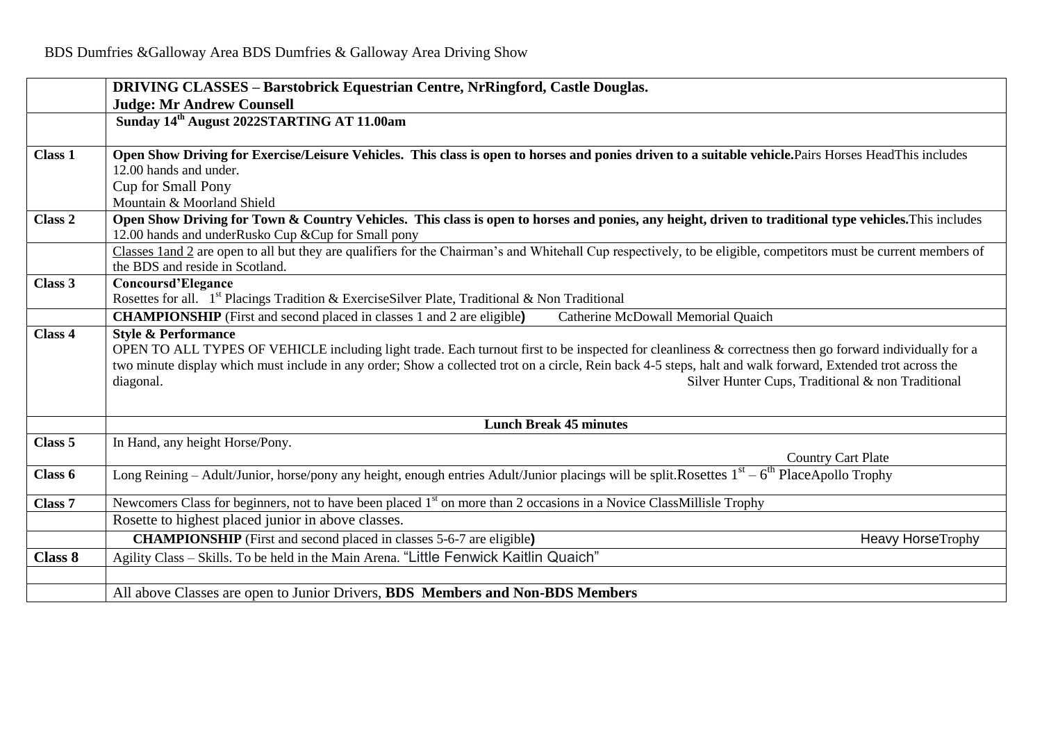BDS Dumfries &Galloway Area BDS Dumfries & Galloway Area Driving Show

| | **DRIVING CLASSES – Barstobrick Equestrian Centre, NrRingford, Castle Douglas.** **Judge: Mr Andrew Counsell** |
|---|---|
| | **Sunday 14th August 2022STARTING AT 11.00am** |
| **Class 1** | **Open Show Driving for Exercise/Leisure Vehicles. This class is open to horses and ponies driven to a suitable vehicle.**Pairs Horses HeadThis includes 12.00 hands and under. Cup for Small Pony Mountain & Moorland Shield |
| **Class 2** | **Open Show Driving for Town & Country Vehicles. This class is open to horses and ponies, any height, driven to traditional type vehicles.**This includes 12.00 hands and underRusko Cup &Cup for Small pony |
| | Classes 1and 2 are open to all but they are qualifiers for the Chairman's and Whitehall Cup respectively, to be eligible, competitors must be current members of the BDS and reside in Scotland. |
| **Class 3** | **Concoursd'Elegance** Rosettes for all. 1st Placings Tradition & ExerciseSilver Plate, Traditional & Non Traditional |
| | **CHAMPIONSHIP** (First and second placed in classes 1 and 2 are eligible**)** Catherine McDowall Memorial Quaich |
| **Class 4** | **Style & Performance** OPEN TO ALL TYPES OF VEHICLE including light trade. Each turnout first to be inspected for cleanliness & correctness then go forward individually for a two minute display which must include in any order; Show a collected trot on a circle, Rein back 4-5 steps, halt and walk forward, Extended trot across the diagonal. Silver Hunter Cups, Traditional & non Traditional |
| | **Lunch Break 45 minutes** |
| **Class 5** | In Hand, any height Horse/Pony. Country Cart Plate |
| **Class 6** | Long Reining – Adult/Junior, horse/pony any height, enough entries Adult/Junior placings will be split.Rosettes 1st – 6th PlaceApollo Trophy |
| **Class 7** | Newcomers Class for beginners, not to have been placed 1st on more than 2 occasions in a Novice ClassMillisle Trophy |
| | Rosette to highest placed junior in above classes. |
| | **CHAMPIONSHIP** (First and second placed in classes 5-6-7 are eligible**)** Heavy HorseTrophy |
| **Class 8** | Agility Class – Skills. To be held in the Main Arena. "Little Fenwick Kaitlin Quaich" |
| | |
| | All above Classes are open to Junior Drivers, **BDS Members and Non-BDS Members** |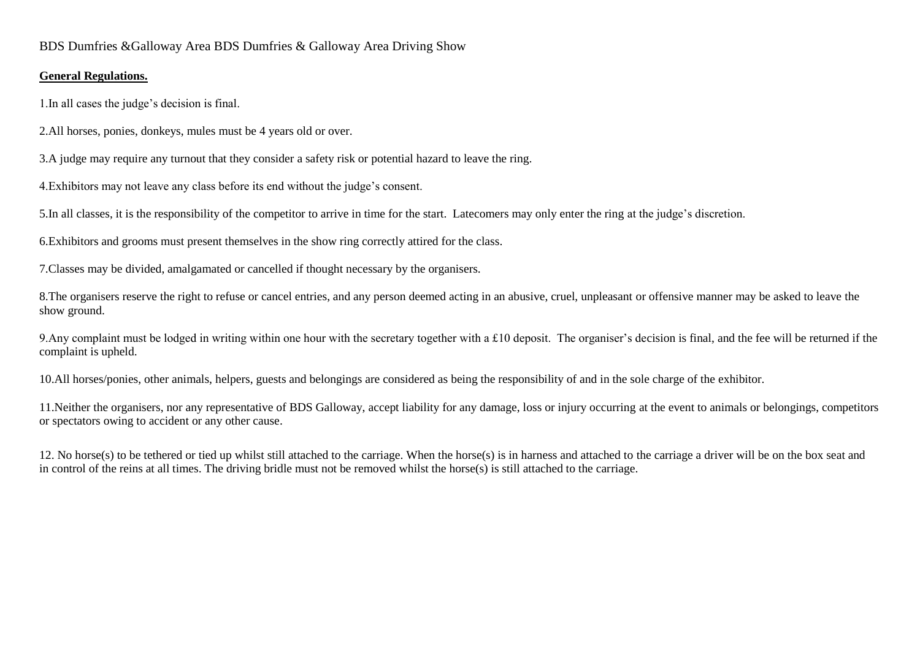BDS Dumfries &Galloway Area BDS Dumfries & Galloway Area Driving Show

**General Regulations.**

1.In all cases the judge's decision is final.

2.All horses, ponies, donkeys, mules must be 4 years old or over.

3.A judge may require any turnout that they consider a safety risk or potential hazard to leave the ring.

4.Exhibitors may not leave any class before its end without the judge's consent.

5.In all classes, it is the responsibility of the competitor to arrive in time for the start. Latecomers may only enter the ring at the judge's discretion.

6.Exhibitors and grooms must present themselves in the show ring correctly attired for the class.

7.Classes may be divided, amalgamated or cancelled if thought necessary by the organisers.

8.The organisers reserve the right to refuse or cancel entries, and any person deemed acting in an abusive, cruel, unpleasant or offensive manner may be asked to leave the show ground.

9.Any complaint must be lodged in writing within one hour with the secretary together with a £10 deposit. The organiser's decision is final, and the fee will be returned if the complaint is upheld.

10.All horses/ponies, other animals, helpers, guests and belongings are considered as being the responsibility of and in the sole charge of the exhibitor.

11.Neither the organisers, nor any representative of BDS Galloway, accept liability for any damage, loss or injury occurring at the event to animals or belongings, competitors or spectators owing to accident or any other cause.

12. No horse(s) to be tethered or tied up whilst still attached to the carriage. When the horse(s) is in harness and attached to the carriage a driver will be on the box seat and in control of the reins at all times. The driving bridle must not be removed whilst the horse(s) is still attached to the carriage.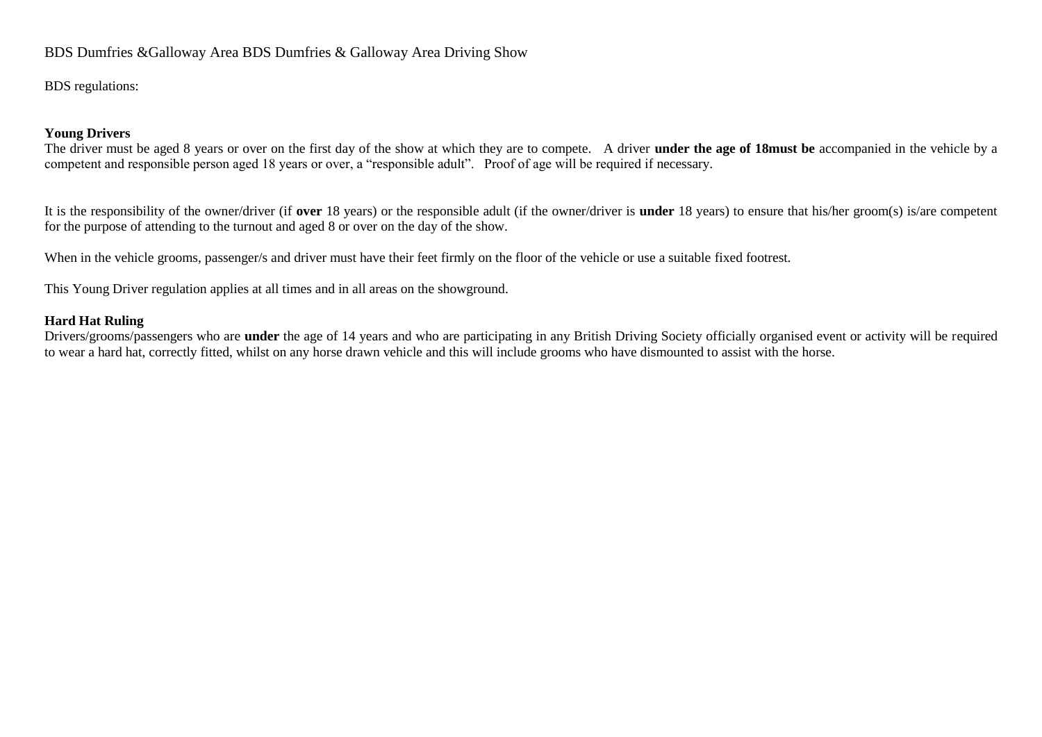BDS Dumfries &Galloway Area BDS Dumfries & Galloway Area Driving Show

BDS regulations:

**Young Drivers**
The driver must be aged 8 years or over on the first day of the show at which they are to compete. A driver **under the age of 18must be** accompanied in the vehicle by a competent and responsible person aged 18 years or over, a "responsible adult". Proof of age will be required if necessary.

It is the responsibility of the owner/driver (if **over** 18 years) or the responsible adult (if the owner/driver is **under** 18 years) to ensure that his/her groom(s) is/are competent for the purpose of attending to the turnout and aged 8 or over on the day of the show.

When in the vehicle grooms, passenger/s and driver must have their feet firmly on the floor of the vehicle or use a suitable fixed footrest.

This Young Driver regulation applies at all times and in all areas on the showground.

**Hard Hat Ruling**
Drivers/grooms/passengers who are **under** the age of 14 years and who are participating in any British Driving Society officially organised event or activity will be required to wear a hard hat, correctly fitted, whilst on any horse drawn vehicle and this will include grooms who have dismounted to assist with the horse.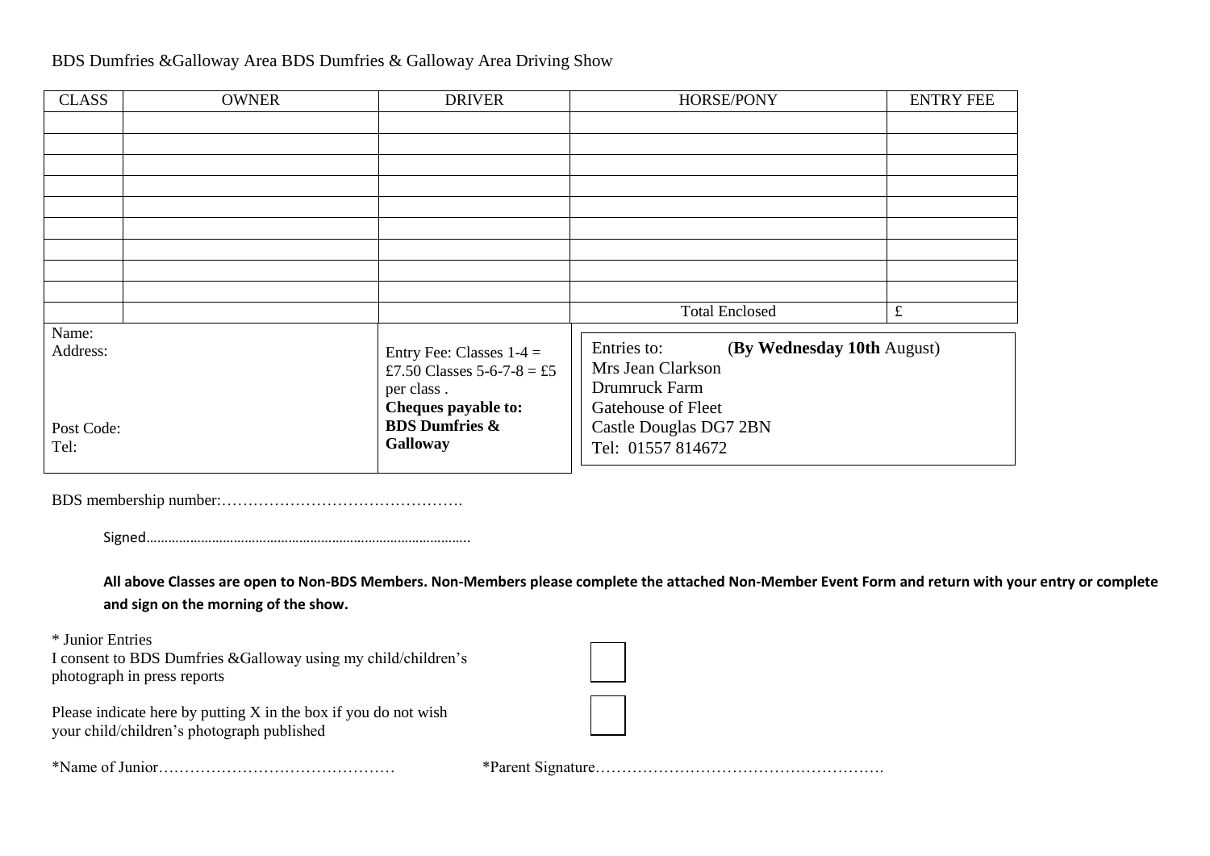BDS Dumfries &Galloway Area BDS Dumfries & Galloway Area Driving Show

| CLASS | OWNER | DRIVER | HORSE/PONY | ENTRY FEE |
|---|---|---|---|---|
| | | | | |
| | | | | |
| | | | | |
| | | | | |
| | | | | |
| | | | | |
| | | | | |
| | | | | |
| | | | | |
| | | | Total Enclosed | £ |

Name:
Address:

Post Code:
Tel:

Entry Fee: Classes 1-4 = £7.50 Classes 5-6-7-8 = £5 per class .
**Cheques payable to: BDS Dumfries & Galloway**

Entries to: (**By Wednesday 10th** August)
Mrs Jean Clarkson
Drumruck Farm
Gatehouse of Fleet
Castle Douglas DG7 2BN
Tel: 01557 814672

BDS membership number:……………………………………….

Signed…………………………………………………………………………….

**All above Classes are open to Non-BDS Members. Non-Members please complete the attached Non-Member Event Form and return with your entry or complete and sign on the morning of the show.**

\* Junior Entries
I consent to BDS Dumfries &Galloway using my child/children's photograph in press reports ☐

Please indicate here by putting X in the box if you do not wish your child/children's photograph published ☐

\*Name of Junior……………………………………… \*Parent Signature……………………………………………….